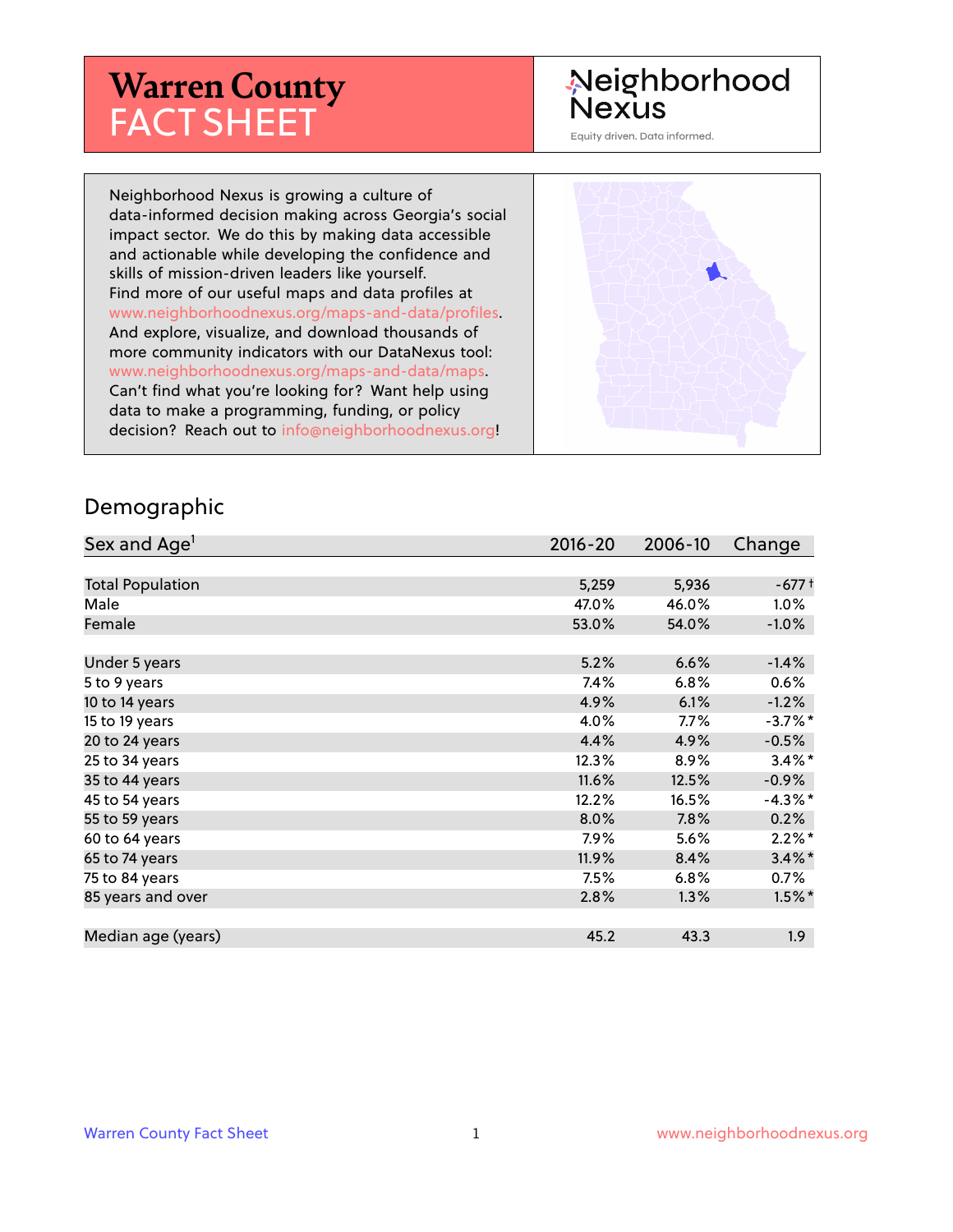# Warren County FACT SHEET

Neighborhood Nexus

Equity driven. Data informed.

Neighborhood Nexus is growing a culture of data-informed decision making across Georgia's social impact sector. We do this by making data accessible and actionable while developing the confidence and skills of mission-driven leaders like yourself. Find more of our useful maps and data profiles at www.neighborhoodnexus.org/maps-and-data/profiles. And explore, visualize, and download thousands of more community indicators with our DataNexus tool: www.neighborhoodnexus.org/maps-and-data/maps. Can't find what you're looking for? Want help using data to make a programming, funding, or policy decision? Reach out to info@neighborhoodnexus.org!

## Demographic

| Sex and Age[1] | 2016-20 | 2006-10 | Change |
|---|---|---|---|
| Total Population | 5,259 | 5,936 | -677 † |
| Male | 47.0% | 46.0% | 1.0% |
| Female | 53.0% | 54.0% | -1.0% |
| | | | |
| Under 5 years | 5.2% | 6.6% | -1.4% |
| 5 to 9 years | 7.4% | 6.8% | 0.6% |
| 10 to 14 years | 4.9% | 6.1% | -1.2% |
| 15 to 19 years | 4.0% | 7.7% | -3.7% * |
| 20 to 24 years | 4.4% | 4.9% | -0.5% |
| 25 to 34 years | 12.3% | 8.9% | 3.4% * |
| 35 to 44 years | 11.6% | 12.5% | -0.9% |
| 45 to 54 years | 12.2% | 16.5% | -4.3% * |
| 55 to 59 years | 8.0% | 7.8% | 0.2% |
| 60 to 64 years | 7.9% | 5.6% | 2.2% * |
| 65 to 74 years | 11.9% | 8.4% | 3.4% * |
| 75 to 84 years | 7.5% | 6.8% | 0.7% |
| 85 years and over | 2.8% | 1.3% | 1.5% * |
| | | | |
| Median age (years) | 45.2 | 43.3 | 1.9 |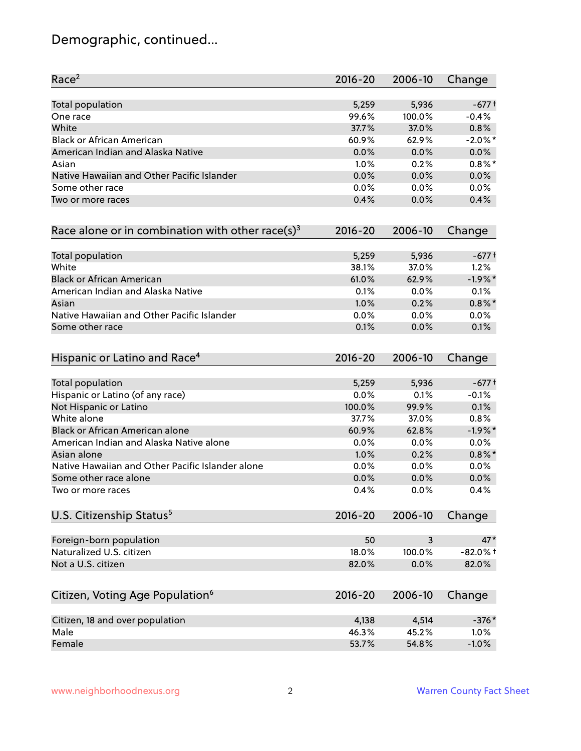# Demographic, continued...

| Race[2] | 2016-20 | 2006-10 | Change |
|---|---|---|---|
| Total population | 5,259 | 5,936 | -677† |
| One race | 99.6% | 100.0% | -0.4% |
| White | 37.7% | 37.0% | 0.8% |
| Black or African American | 60.9% | 62.9% | -2.0%* |
| American Indian and Alaska Native | 0.0% | 0.0% | 0.0% |
| Asian | 1.0% | 0.2% | 0.8%* |
| Native Hawaiian and Other Pacific Islander | 0.0% | 0.0% | 0.0% |
| Some other race | 0.0% | 0.0% | 0.0% |
| Two or more races | 0.4% | 0.0% | 0.4% |

| Race alone or in combination with other race(s)[3] | 2016-20 | 2006-10 | Change |
|---|---|---|---|
| Total population | 5,259 | 5,936 | -677† |
| White | 38.1% | 37.0% | 1.2% |
| Black or African American | 61.0% | 62.9% | -1.9%* |
| American Indian and Alaska Native | 0.1% | 0.0% | 0.1% |
| Asian | 1.0% | 0.2% | 0.8%* |
| Native Hawaiian and Other Pacific Islander | 0.0% | 0.0% | 0.0% |
| Some other race | 0.1% | 0.0% | 0.1% |

| Hispanic or Latino and Race[4] | 2016-20 | 2006-10 | Change |
|---|---|---|---|
| Total population | 5,259 | 5,936 | -677† |
| Hispanic or Latino (of any race) | 0.0% | 0.1% | -0.1% |
| Not Hispanic or Latino | 100.0% | 99.9% | 0.1% |
| White alone | 37.7% | 37.0% | 0.8% |
| Black or African American alone | 60.9% | 62.8% | -1.9%* |
| American Indian and Alaska Native alone | 0.0% | 0.0% | 0.0% |
| Asian alone | 1.0% | 0.2% | 0.8%* |
| Native Hawaiian and Other Pacific Islander alone | 0.0% | 0.0% | 0.0% |
| Some other race alone | 0.0% | 0.0% | 0.0% |
| Two or more races | 0.4% | 0.0% | 0.4% |

| U.S. Citizenship Status[5] | 2016-20 | 2006-10 | Change |
|---|---|---|---|
| Foreign-born population | 50 | 3 | 47* |
| Naturalized U.S. citizen | 18.0% | 100.0% | -82.0%† |
| Not a U.S. citizen | 82.0% | 0.0% | 82.0% |

| Citizen, Voting Age Population[6] | 2016-20 | 2006-10 | Change |
|---|---|---|---|
| Citizen, 18 and over population | 4,138 | 4,514 | -376* |
| Male | 46.3% | 45.2% | 1.0% |
| Female | 53.7% | 54.8% | -1.0% |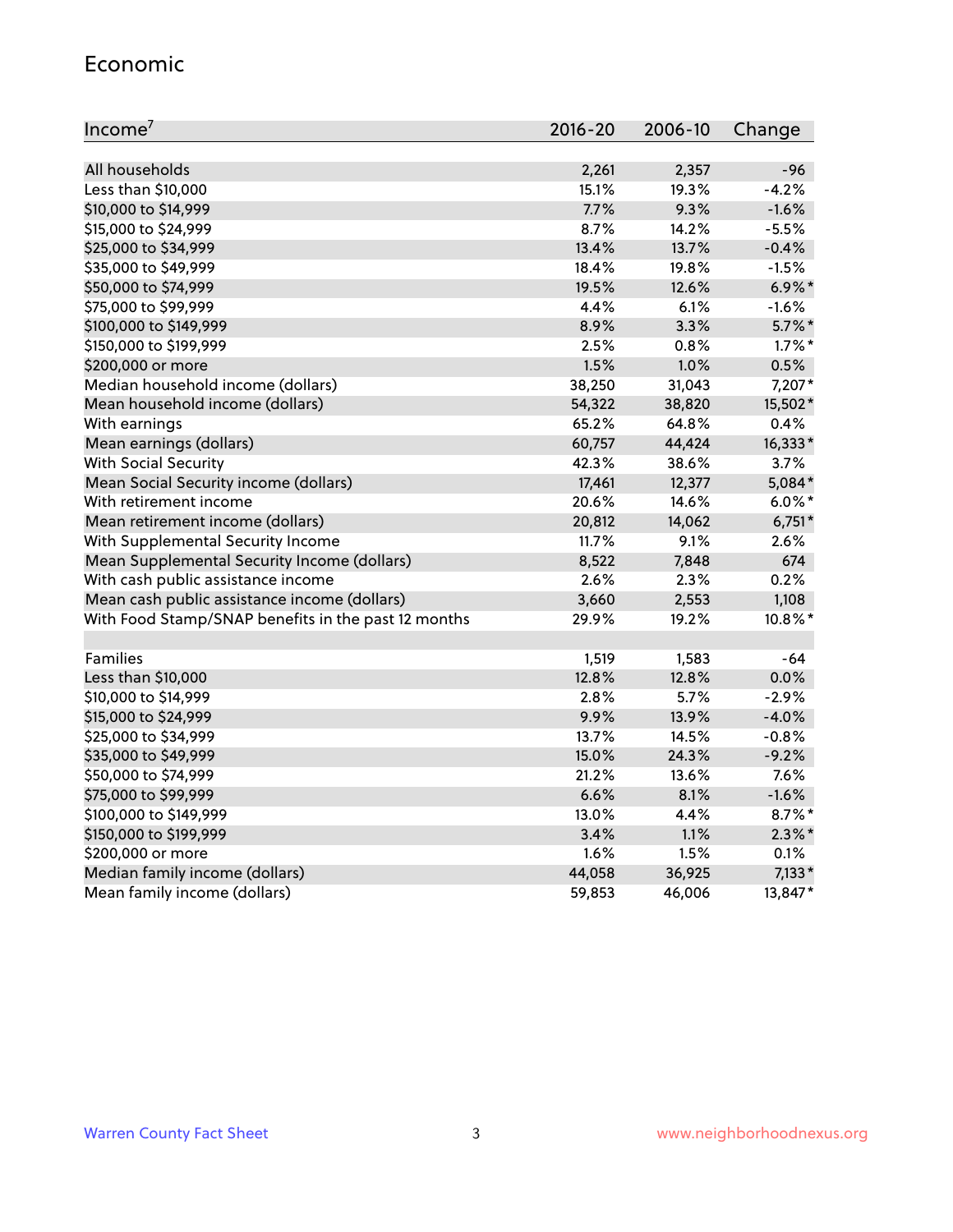## Economic

| Income[7] | 2016-20 | 2006-10 | Change |
|---|---|---|---|
| All households | 2,261 | 2,357 | -96 |
| Less than $10,000 | 15.1% | 19.3% | -4.2% |
| $10,000 to $14,999 | 7.7% | 9.3% | -1.6% |
| $15,000 to $24,999 | 8.7% | 14.2% | -5.5% |
| $25,000 to $34,999 | 13.4% | 13.7% | -0.4% |
| $35,000 to $49,999 | 18.4% | 19.8% | -1.5% |
| $50,000 to $74,999 | 19.5% | 12.6% | 6.9%* |
| $75,000 to $99,999 | 4.4% | 6.1% | -1.6% |
| $100,000 to $149,999 | 8.9% | 3.3% | 5.7%* |
| $150,000 to $199,999 | 2.5% | 0.8% | 1.7%* |
| $200,000 or more | 1.5% | 1.0% | 0.5% |
| Median household income (dollars) | 38,250 | 31,043 | 7,207* |
| Mean household income (dollars) | 54,322 | 38,820 | 15,502* |
| With earnings | 65.2% | 64.8% | 0.4% |
| Mean earnings (dollars) | 60,757 | 44,424 | 16,333* |
| With Social Security | 42.3% | 38.6% | 3.7% |
| Mean Social Security income (dollars) | 17,461 | 12,377 | 5,084* |
| With retirement income | 20.6% | 14.6% | 6.0%* |
| Mean retirement income (dollars) | 20,812 | 14,062 | 6,751* |
| With Supplemental Security Income | 11.7% | 9.1% | 2.6% |
| Mean Supplemental Security Income (dollars) | 8,522 | 7,848 | 674 |
| With cash public assistance income | 2.6% | 2.3% | 0.2% |
| Mean cash public assistance income (dollars) | 3,660 | 2,553 | 1,108 |
| With Food Stamp/SNAP benefits in the past 12 months | 29.9% | 19.2% | 10.8%* |
| | | | |
| Families | 1,519 | 1,583 | -64 |
| Less than $10,000 | 12.8% | 12.8% | 0.0% |
| $10,000 to $14,999 | 2.8% | 5.7% | -2.9% |
| $15,000 to $24,999 | 9.9% | 13.9% | -4.0% |
| $25,000 to $34,999 | 13.7% | 14.5% | -0.8% |
| $35,000 to $49,999 | 15.0% | 24.3% | -9.2% |
| $50,000 to $74,999 | 21.2% | 13.6% | 7.6% |
| $75,000 to $99,999 | 6.6% | 8.1% | -1.6% |
| $100,000 to $149,999 | 13.0% | 4.4% | 8.7%* |
| $150,000 to $199,999 | 3.4% | 1.1% | 2.3%* |
| $200,000 or more | 1.6% | 1.5% | 0.1% |
| Median family income (dollars) | 44,058 | 36,925 | 7,133* |
| Mean family income (dollars) | 59,853 | 46,006 | 13,847* |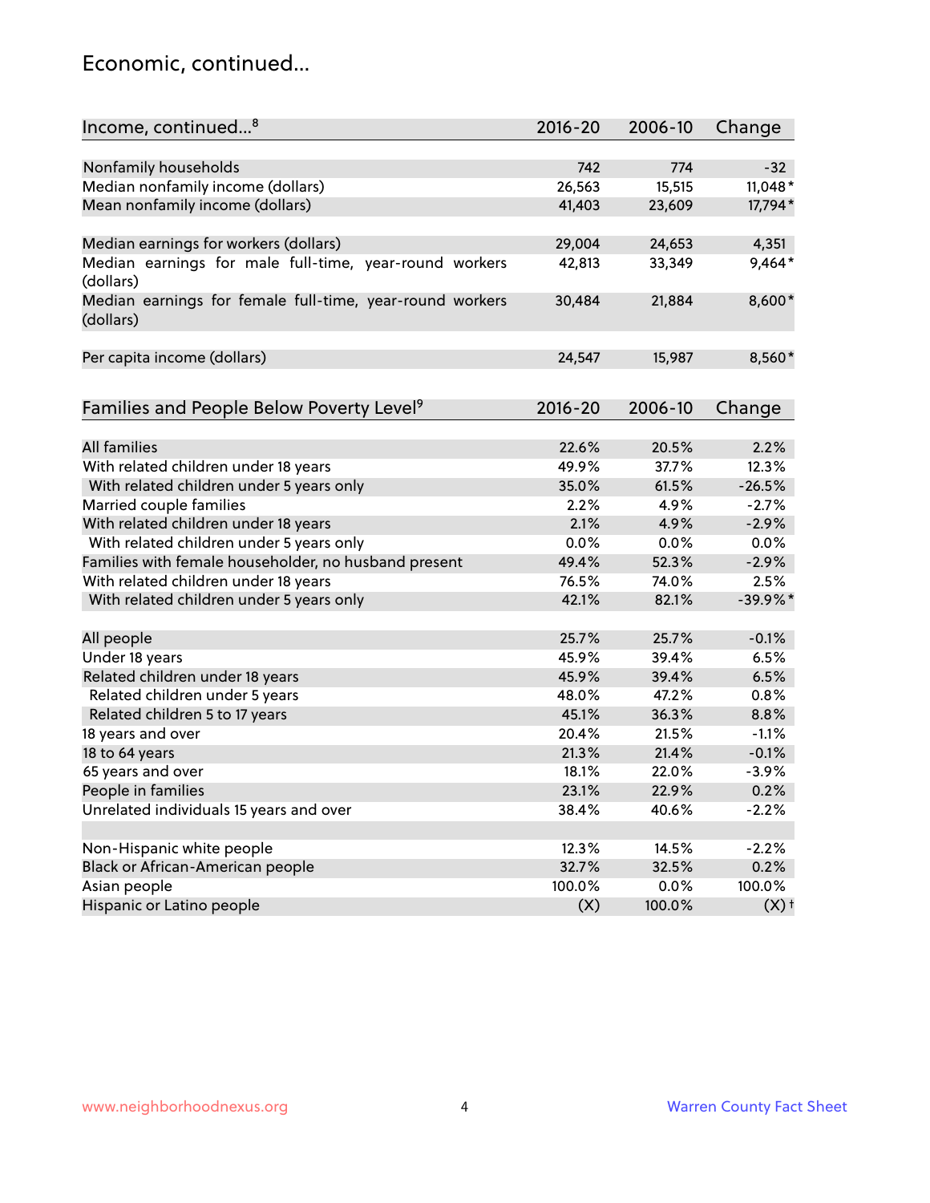## Economic, continued...

| Income, continued...[8] | 2016-20 | 2006-10 | Change |
|---|---|---|---|
| Nonfamily households | 742 | 774 | -32 |
| Median nonfamily income (dollars) | 26,563 | 15,515 | 11,048* |
| Mean nonfamily income (dollars) | 41,403 | 23,609 | 17,794* |
| Median earnings for workers (dollars) | 29,004 | 24,653 | 4,351 |
| Median earnings for male full-time, year-round workers (dollars) | 42,813 | 33,349 | 9,464* |
| Median earnings for female full-time, year-round workers (dollars) | 30,484 | 21,884 | 8,600* |
| Per capita income (dollars) | 24,547 | 15,987 | 8,560* |

| Families and People Below Poverty Level[9] | 2016-20 | 2006-10 | Change |
|---|---|---|---|
| All families | 22.6% | 20.5% | 2.2% |
| With related children under 18 years | 49.9% | 37.7% | 12.3% |
| With related children under 5 years only | 35.0% | 61.5% | -26.5% |
| Married couple families | 2.2% | 4.9% | -2.7% |
| With related children under 18 years | 2.1% | 4.9% | -2.9% |
| With related children under 5 years only | 0.0% | 0.0% | 0.0% |
| Families with female householder, no husband present | 49.4% | 52.3% | -2.9% |
| With related children under 18 years | 76.5% | 74.0% | 2.5% |
| With related children under 5 years only | 42.1% | 82.1% | -39.9%* |
| All people | 25.7% | 25.7% | -0.1% |
| Under 18 years | 45.9% | 39.4% | 6.5% |
| Related children under 18 years | 45.9% | 39.4% | 6.5% |
| Related children under 5 years | 48.0% | 47.2% | 0.8% |
| Related children 5 to 17 years | 45.1% | 36.3% | 8.8% |
| 18 years and over | 20.4% | 21.5% | -1.1% |
| 18 to 64 years | 21.3% | 21.4% | -0.1% |
| 65 years and over | 18.1% | 22.0% | -3.9% |
| People in families | 23.1% | 22.9% | 0.2% |
| Unrelated individuals 15 years and over | 38.4% | 40.6% | -2.2% |
| Non-Hispanic white people | 12.3% | 14.5% | -2.2% |
| Black or African-American people | 32.7% | 32.5% | 0.2% |
| Asian people | 100.0% | 0.0% | 100.0% |
| Hispanic or Latino people | (X) | 100.0% | (X)† |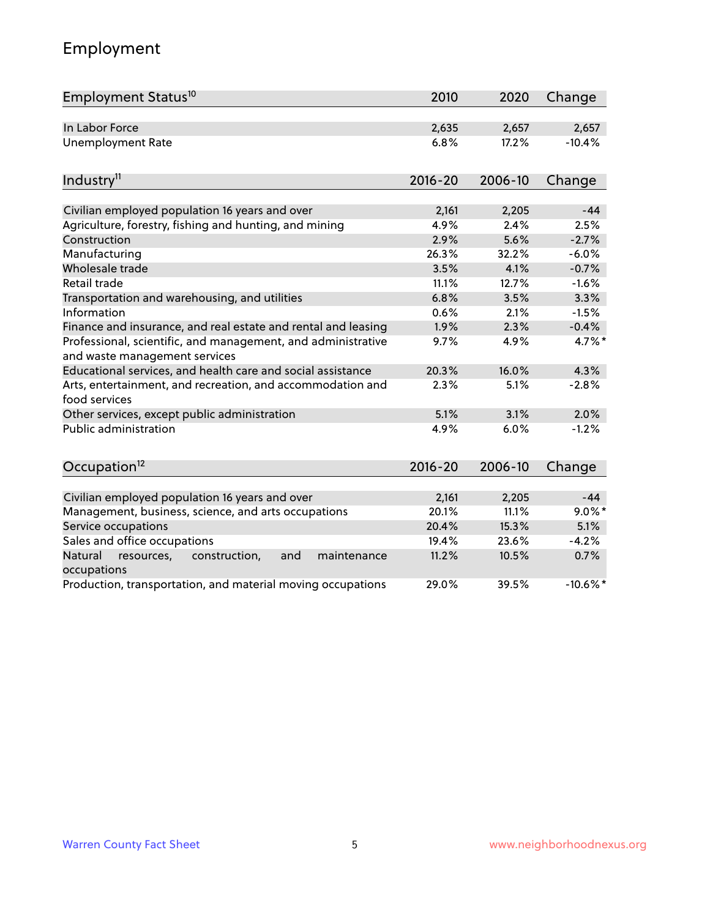## Employment

| Employment Status[10] | 2010 | 2020 | Change |
| --- | --- | --- | --- |
| In Labor Force | 2,635 | 2,657 | 2,657 |
| Unemployment Rate | 6.8% | 17.2% | -10.4% |

| Industry[11] | 2016-20 | 2006-10 | Change |
| --- | --- | --- | --- |
| Civilian employed population 16 years and over | 2,161 | 2,205 | -44 |
| Agriculture, forestry, fishing and hunting, and mining | 4.9% | 2.4% | 2.5% |
| Construction | 2.9% | 5.6% | -2.7% |
| Manufacturing | 26.3% | 32.2% | -6.0% |
| Wholesale trade | 3.5% | 4.1% | -0.7% |
| Retail trade | 11.1% | 12.7% | -1.6% |
| Transportation and warehousing, and utilities | 6.8% | 3.5% | 3.3% |
| Information | 0.6% | 2.1% | -1.5% |
| Finance and insurance, and real estate and rental and leasing | 1.9% | 2.3% | -0.4% |
| Professional, scientific, and management, and administrative and waste management services | 9.7% | 4.9% | 4.7%* |
| Educational services, and health care and social assistance | 20.3% | 16.0% | 4.3% |
| Arts, entertainment, and recreation, and accommodation and food services | 2.3% | 5.1% | -2.8% |
| Other services, except public administration | 5.1% | 3.1% | 2.0% |
| Public administration | 4.9% | 6.0% | -1.2% |

| Occupation[12] | 2016-20 | 2006-10 | Change |
| --- | --- | --- | --- |
| Civilian employed population 16 years and over | 2,161 | 2,205 | -44 |
| Management, business, science, and arts occupations | 20.1% | 11.1% | 9.0%* |
| Service occupations | 20.4% | 15.3% | 5.1% |
| Sales and office occupations | 19.4% | 23.6% | -4.2% |
| Natural resources, construction, and maintenance occupations | 11.2% | 10.5% | 0.7% |
| Production, transportation, and material moving occupations | 29.0% | 39.5% | -10.6%* |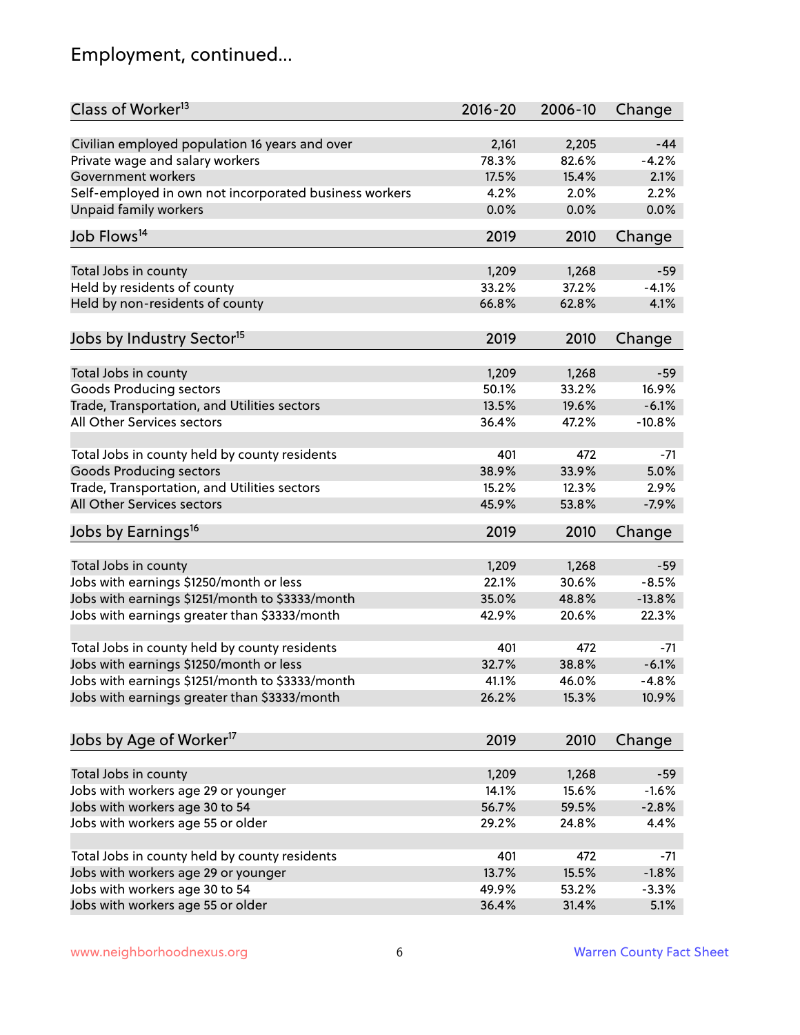## Employment, continued...

| Class of Worker[13] | 2016-20 | 2006-10 | Change |
|---|---|---|---|
| Civilian employed population 16 years and over | 2,161 | 2,205 | -44 |
| Private wage and salary workers | 78.3% | 82.6% | -4.2% |
| Government workers | 17.5% | 15.4% | 2.1% |
| Self-employed in own not incorporated business workers | 4.2% | 2.0% | 2.2% |
| Unpaid family workers | 0.0% | 0.0% | 0.0% |

| Job Flows[14] | 2019 | 2010 | Change |
|---|---|---|---|
| Total Jobs in county | 1,209 | 1,268 | -59 |
| Held by residents of county | 33.2% | 37.2% | -4.1% |
| Held by non-residents of county | 66.8% | 62.8% | 4.1% |

| Jobs by Industry Sector[15] | 2019 | 2010 | Change |
|---|---|---|---|
| Total Jobs in county | 1,209 | 1,268 | -59 |
| Goods Producing sectors | 50.1% | 33.2% | 16.9% |
| Trade, Transportation, and Utilities sectors | 13.5% | 19.6% | -6.1% |
| All Other Services sectors | 36.4% | 47.2% | -10.8% |
| | | | |
| Total Jobs in county held by county residents | 401 | 472 | -71 |
| Goods Producing sectors | 38.9% | 33.9% | 5.0% |
| Trade, Transportation, and Utilities sectors | 15.2% | 12.3% | 2.9% |
| All Other Services sectors | 45.9% | 53.8% | -7.9% |

| Jobs by Earnings[16] | 2019 | 2010 | Change |
|---|---|---|---|
| Total Jobs in county | 1,209 | 1,268 | -59 |
| Jobs with earnings $1250/month or less | 22.1% | 30.6% | -8.5% |
| Jobs with earnings $1251/month to $3333/month | 35.0% | 48.8% | -13.8% |
| Jobs with earnings greater than $3333/month | 42.9% | 20.6% | 22.3% |
| | | | |
| Total Jobs in county held by county residents | 401 | 472 | -71 |
| Jobs with earnings $1250/month or less | 32.7% | 38.8% | -6.1% |
| Jobs with earnings $1251/month to $3333/month | 41.1% | 46.0% | -4.8% |
| Jobs with earnings greater than $3333/month | 26.2% | 15.3% | 10.9% |

| Jobs by Age of Worker[17] | 2019 | 2010 | Change |
|---|---|---|---|
| Total Jobs in county | 1,209 | 1,268 | -59 |
| Jobs with workers age 29 or younger | 14.1% | 15.6% | -1.6% |
| Jobs with workers age 30 to 54 | 56.7% | 59.5% | -2.8% |
| Jobs with workers age 55 or older | 29.2% | 24.8% | 4.4% |
| | | | |
| Total Jobs in county held by county residents | 401 | 472 | -71 |
| Jobs with workers age 29 or younger | 13.7% | 15.5% | -1.8% |
| Jobs with workers age 30 to 54 | 49.9% | 53.2% | -3.3% |
| Jobs with workers age 55 or older | 36.4% | 31.4% | 5.1% |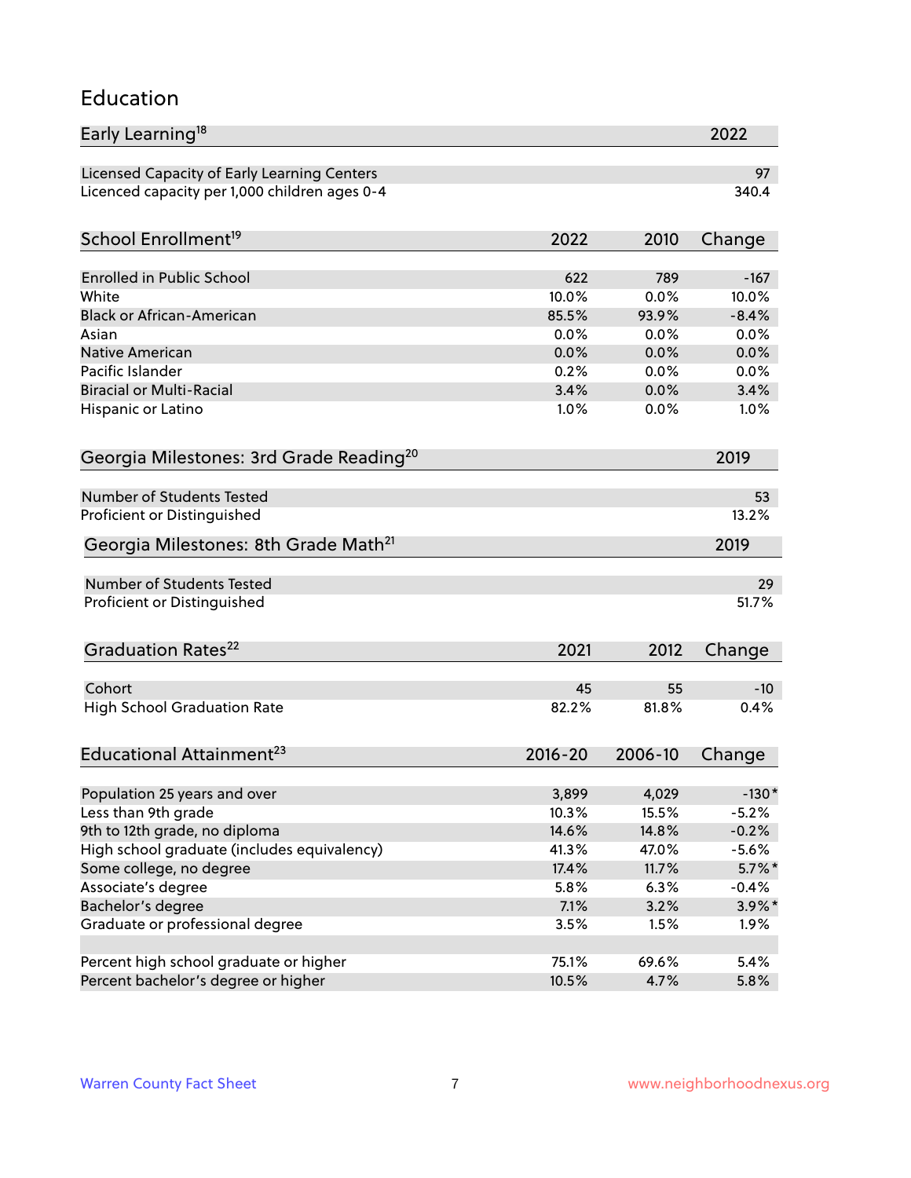# Education

| Early Learning[18] | 2022 |
|---|---|
| Licensed Capacity of Early Learning Centers | 97 |
| Licenced capacity per 1,000 children ages 0-4 | 340.4 |

| School Enrollment[19] | 2022 | 2010 | Change |
|---|---|---|---|
| Enrolled in Public School | 622 | 789 | -167 |
| White | 10.0% | 0.0% | 10.0% |
| Black or African-American | 85.5% | 93.9% | -8.4% |
| Asian | 0.0% | 0.0% | 0.0% |
| Native American | 0.0% | 0.0% | 0.0% |
| Pacific Islander | 0.2% | 0.0% | 0.0% |
| Biracial or Multi-Racial | 3.4% | 0.0% | 3.4% |
| Hispanic or Latino | 1.0% | 0.0% | 1.0% |

| Georgia Milestones: 3rd Grade Reading[20] | 2019 |
|---|---|
| Number of Students Tested | 53 |
| Proficient or Distinguished | 13.2% |

| Georgia Milestones: 8th Grade Math[21] | 2019 |
|---|---|
| Number of Students Tested | 29 |
| Proficient or Distinguished | 51.7% |

| Graduation Rates[22] | 2021 | 2012 | Change |
|---|---|---|---|
| Cohort | 45 | 55 | -10 |
| High School Graduation Rate | 82.2% | 81.8% | 0.4% |

| Educational Attainment[23] | 2016-20 | 2006-10 | Change |
|---|---|---|---|
| Population 25 years and over | 3,899 | 4,029 | -130* |
| Less than 9th grade | 10.3% | 15.5% | -5.2% |
| 9th to 12th grade, no diploma | 14.6% | 14.8% | -0.2% |
| High school graduate (includes equivalency) | 41.3% | 47.0% | -5.6% |
| Some college, no degree | 17.4% | 11.7% | 5.7%* |
| Associate's degree | 5.8% | 6.3% | -0.4% |
| Bachelor's degree | 7.1% | 3.2% | 3.9%* |
| Graduate or professional degree | 3.5% | 1.5% | 1.9% |
| | | | |
| Percent high school graduate or higher | 75.1% | 69.6% | 5.4% |
| Percent bachelor's degree or higher | 10.5% | 4.7% | 5.8% |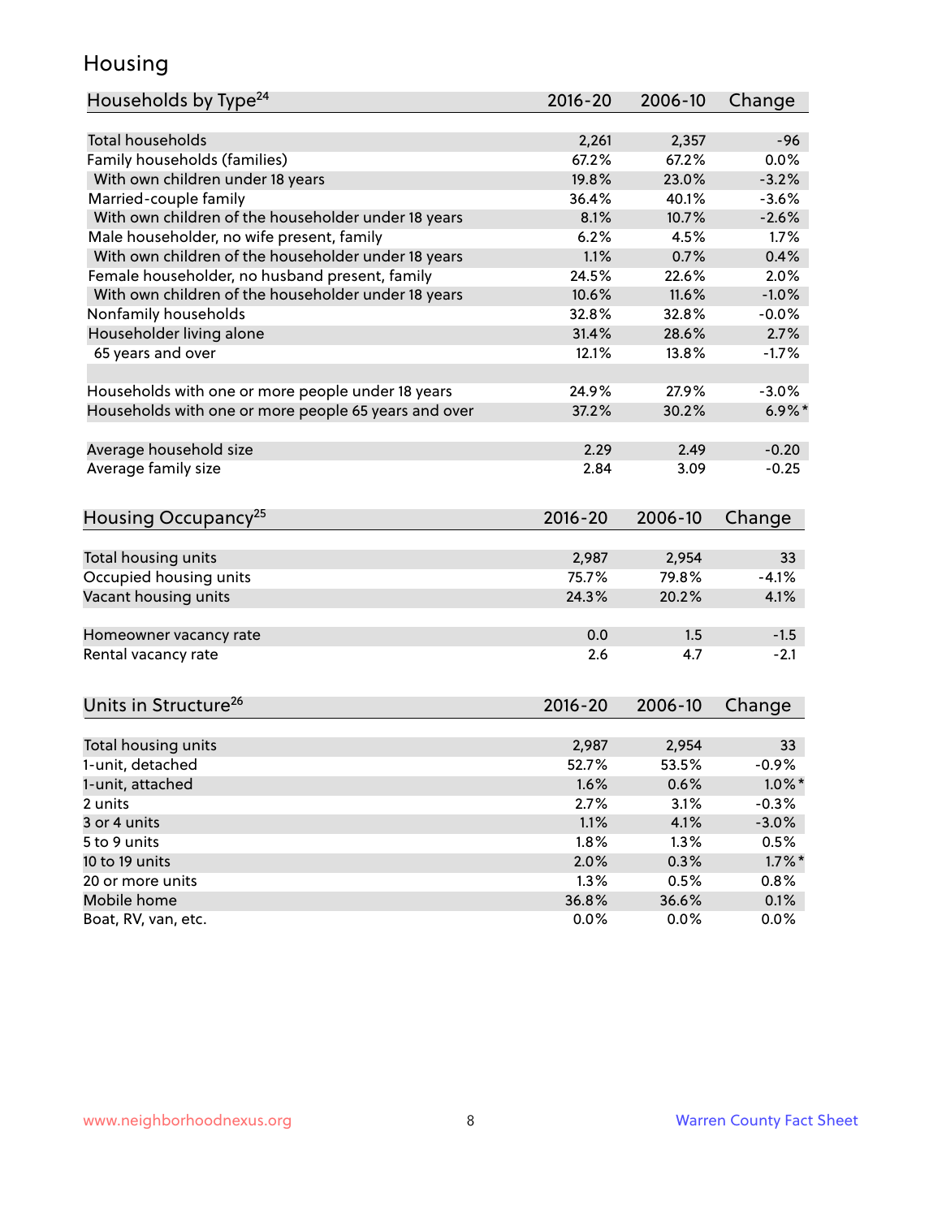## Housing

| Households by Type[24] | 2016-20 | 2006-10 | Change |
|---|---|---|---|
| Total households | 2,261 | 2,357 | -96 |
| Family households (families) | 67.2% | 67.2% | 0.0% |
| With own children under 18 years | 19.8% | 23.0% | -3.2% |
| Married-couple family | 36.4% | 40.1% | -3.6% |
| With own children of the householder under 18 years | 8.1% | 10.7% | -2.6% |
| Male householder, no wife present, family | 6.2% | 4.5% | 1.7% |
| With own children of the householder under 18 years | 1.1% | 0.7% | 0.4% |
| Female householder, no husband present, family | 24.5% | 22.6% | 2.0% |
| With own children of the householder under 18 years | 10.6% | 11.6% | -1.0% |
| Nonfamily households | 32.8% | 32.8% | -0.0% |
| Householder living alone | 31.4% | 28.6% | 2.7% |
| 65 years and over | 12.1% | 13.8% | -1.7% |
| | | | |
| Households with one or more people under 18 years | 24.9% | 27.9% | -3.0% |
| Households with one or more people 65 years and over | 37.2% | 30.2% | 6.9%* |
| | | | |
| Average household size | 2.29 | 2.49 | -0.20 |
| Average family size | 2.84 | 3.09 | -0.25 |

| Housing Occupancy[25] | 2016-20 | 2006-10 | Change |
|---|---|---|---|
| Total housing units | 2,987 | 2,954 | 33 |
| Occupied housing units | 75.7% | 79.8% | -4.1% |
| Vacant housing units | 24.3% | 20.2% | 4.1% |
| | | | |
| Homeowner vacancy rate | 0.0 | 1.5 | -1.5 |
| Rental vacancy rate | 2.6 | 4.7 | -2.1 |

| Units in Structure[26] | 2016-20 | 2006-10 | Change |
|---|---|---|---|
| Total housing units | 2,987 | 2,954 | 33 |
| 1-unit, detached | 52.7% | 53.5% | -0.9% |
| 1-unit, attached | 1.6% | 0.6% | 1.0%* |
| 2 units | 2.7% | 3.1% | -0.3% |
| 3 or 4 units | 1.1% | 4.1% | -3.0% |
| 5 to 9 units | 1.8% | 1.3% | 0.5% |
| 10 to 19 units | 2.0% | 0.3% | 1.7%* |
| 20 or more units | 1.3% | 0.5% | 0.8% |
| Mobile home | 36.8% | 36.6% | 0.1% |
| Boat, RV, van, etc. | 0.0% | 0.0% | 0.0% |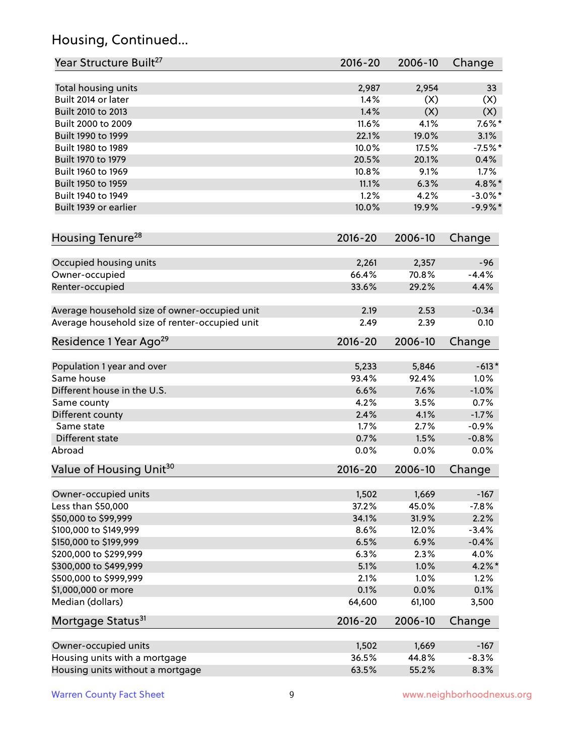## Housing, Continued...

| Year Structure Built[27] | 2016-20 | 2006-10 | Change |
|---|---|---|---|
| Total housing units | 2,987 | 2,954 | 33 |
| Built 2014 or later | 1.4% | (X) | (X) |
| Built 2010 to 2013 | 1.4% | (X) | (X) |
| Built 2000 to 2009 | 11.6% | 4.1% | 7.6%* |
| Built 1990 to 1999 | 22.1% | 19.0% | 3.1% |
| Built 1980 to 1989 | 10.0% | 17.5% | -7.5%* |
| Built 1970 to 1979 | 20.5% | 20.1% | 0.4% |
| Built 1960 to 1969 | 10.8% | 9.1% | 1.7% |
| Built 1950 to 1959 | 11.1% | 6.3% | 4.8%* |
| Built 1940 to 1949 | 1.2% | 4.2% | -3.0%* |
| Built 1939 or earlier | 10.0% | 19.9% | -9.9%* |

| Housing Tenure[28] | 2016-20 | 2006-10 | Change |
|---|---|---|---|
| Occupied housing units | 2,261 | 2,357 | -96 |
| Owner-occupied | 66.4% | 70.8% | -4.4% |
| Renter-occupied | 33.6% | 29.2% | 4.4% |
| Average household size of owner-occupied unit | 2.19 | 2.53 | -0.34 |
| Average household size of renter-occupied unit | 2.49 | 2.39 | 0.10 |

| Residence 1 Year Ago[29] | 2016-20 | 2006-10 | Change |
|---|---|---|---|
| Population 1 year and over | 5,233 | 5,846 | -613* |
| Same house | 93.4% | 92.4% | 1.0% |
| Different house in the U.S. | 6.6% | 7.6% | -1.0% |
| Same county | 4.2% | 3.5% | 0.7% |
| Different county | 2.4% | 4.1% | -1.7% |
| Same state | 1.7% | 2.7% | -0.9% |
| Different state | 0.7% | 1.5% | -0.8% |
| Abroad | 0.0% | 0.0% | 0.0% |

| Value of Housing Unit[30] | 2016-20 | 2006-10 | Change |
|---|---|---|---|
| Owner-occupied units | 1,502 | 1,669 | -167 |
| Less than $50,000 | 37.2% | 45.0% | -7.8% |
| $50,000 to $99,999 | 34.1% | 31.9% | 2.2% |
| $100,000 to $149,999 | 8.6% | 12.0% | -3.4% |
| $150,000 to $199,999 | 6.5% | 6.9% | -0.4% |
| $200,000 to $299,999 | 6.3% | 2.3% | 4.0% |
| $300,000 to $499,999 | 5.1% | 1.0% | 4.2%* |
| $500,000 to $999,999 | 2.1% | 1.0% | 1.2% |
| $1,000,000 or more | 0.1% | 0.0% | 0.1% |
| Median (dollars) | 64,600 | 61,100 | 3,500 |

| Mortgage Status[31] | 2016-20 | 2006-10 | Change |
|---|---|---|---|
| Owner-occupied units | 1,502 | 1,669 | -167 |
| Housing units with a mortgage | 36.5% | 44.8% | -8.3% |
| Housing units without a mortgage | 63.5% | 55.2% | 8.3% |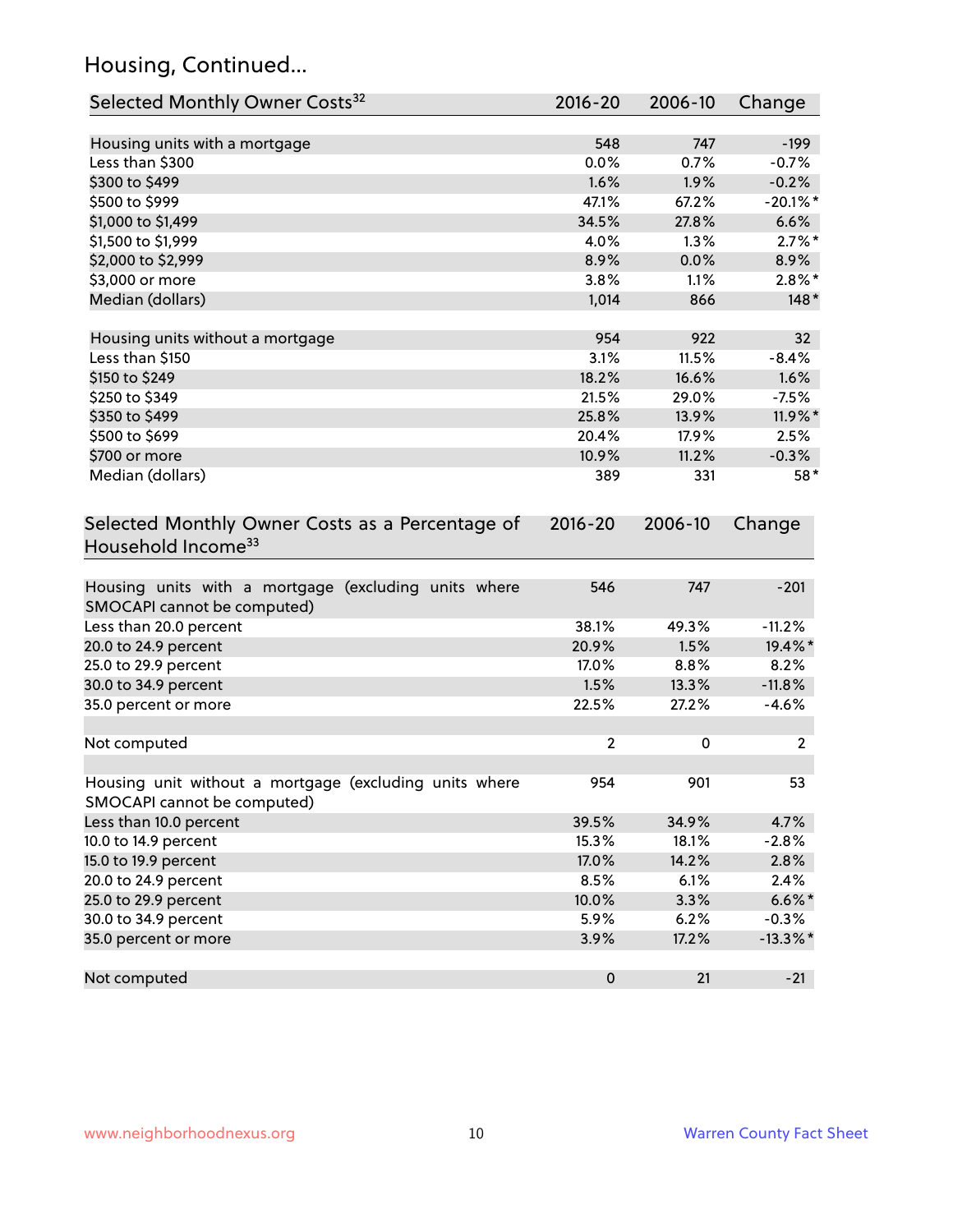## Housing, Continued...

| Selected Monthly Owner Costs[32] | 2016-20 | 2006-10 | Change |
|---|---|---|---|
| Housing units with a mortgage | 548 | 747 | -199 |
| Less than $300 | 0.0% | 0.7% | -0.7% |
| $300 to $499 | 1.6% | 1.9% | -0.2% |
| $500 to $999 | 47.1% | 67.2% | -20.1%* |
| $1,000 to $1,499 | 34.5% | 27.8% | 6.6% |
| $1,500 to $1,999 | 4.0% | 1.3% | 2.7%* |
| $2,000 to $2,999 | 8.9% | 0.0% | 8.9% |
| $3,000 or more | 3.8% | 1.1% | 2.8%* |
| Median (dollars) | 1,014 | 866 | 148* |
| | | | |
| Housing units without a mortgage | 954 | 922 | 32 |
| Less than $150 | 3.1% | 11.5% | -8.4% |
| $150 to $249 | 18.2% | 16.6% | 1.6% |
| $250 to $349 | 21.5% | 29.0% | -7.5% |
| $350 to $499 | 25.8% | 13.9% | 11.9%* |
| $500 to $699 | 20.4% | 17.9% | 2.5% |
| $700 or more | 10.9% | 11.2% | -0.3% |
| Median (dollars) | 389 | 331 | 58* |

| Selected Monthly Owner Costs as a Percentage of Household Income[33] | 2016-20 | 2006-10 | Change |
|---|---|---|---|
| Housing units with a mortgage (excluding units where SMOCAPI cannot be computed) | 546 | 747 | -201 |
| Less than 20.0 percent | 38.1% | 49.3% | -11.2% |
| 20.0 to 24.9 percent | 20.9% | 1.5% | 19.4%* |
| 25.0 to 29.9 percent | 17.0% | 8.8% | 8.2% |
| 30.0 to 34.9 percent | 1.5% | 13.3% | -11.8% |
| 35.0 percent or more | 22.5% | 27.2% | -4.6% |
| | | | |
| Not computed | 2 | 0 | 2 |
| | | | |
| Housing unit without a mortgage (excluding units where SMOCAPI cannot be computed) | 954 | 901 | 53 |
| Less than 10.0 percent | 39.5% | 34.9% | 4.7% |
| 10.0 to 14.9 percent | 15.3% | 18.1% | -2.8% |
| 15.0 to 19.9 percent | 17.0% | 14.2% | 2.8% |
| 20.0 to 24.9 percent | 8.5% | 6.1% | 2.4% |
| 25.0 to 29.9 percent | 10.0% | 3.3% | 6.6%* |
| 30.0 to 34.9 percent | 5.9% | 6.2% | -0.3% |
| 35.0 percent or more | 3.9% | 17.2% | -13.3%* |
| | | | |
| Not computed | 0 | 21 | -21 |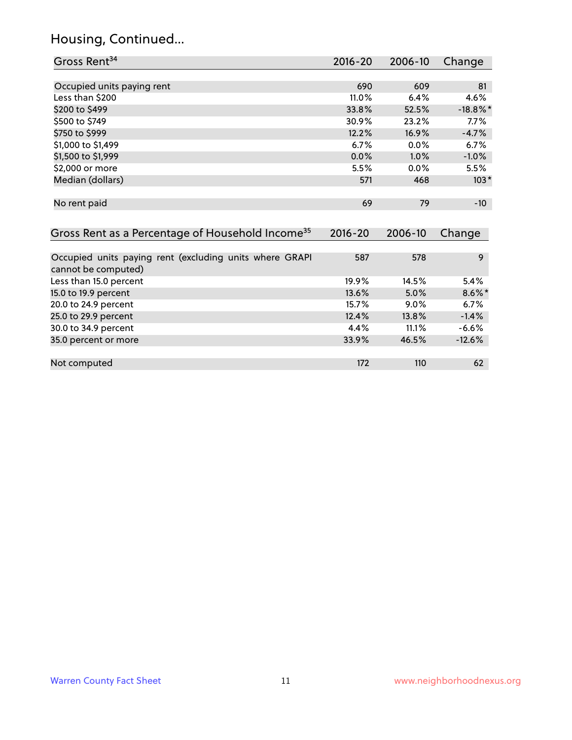## Housing, Continued...

| Gross Rent[34] | 2016-20 | 2006-10 | Change |
| --- | --- | --- | --- |
| Occupied units paying rent | 690 | 609 | 81 |
| Less than $200 | 11.0% | 6.4% | 4.6% |
| $200 to $499 | 33.8% | 52.5% | -18.8%* |
| $500 to $749 | 30.9% | 23.2% | 7.7% |
| $750 to $999 | 12.2% | 16.9% | -4.7% |
| $1,000 to $1,499 | 6.7% | 0.0% | 6.7% |
| $1,500 to $1,999 | 0.0% | 1.0% | -1.0% |
| $2,000 or more | 5.5% | 0.0% | 5.5% |
| Median (dollars) | 571 | 468 | 103* |
| No rent paid | 69 | 79 | -10 |

| Gross Rent as a Percentage of Household Income[35] | 2016-20 | 2006-10 | Change |
| --- | --- | --- | --- |
| Occupied units paying rent (excluding units where GRAPI cannot be computed) | 587 | 578 | 9 |
| Less than 15.0 percent | 19.9% | 14.5% | 5.4% |
| 15.0 to 19.9 percent | 13.6% | 5.0% | 8.6%* |
| 20.0 to 24.9 percent | 15.7% | 9.0% | 6.7% |
| 25.0 to 29.9 percent | 12.4% | 13.8% | -1.4% |
| 30.0 to 34.9 percent | 4.4% | 11.1% | -6.6% |
| 35.0 percent or more | 33.9% | 46.5% | -12.6% |
| Not computed | 172 | 110 | 62 |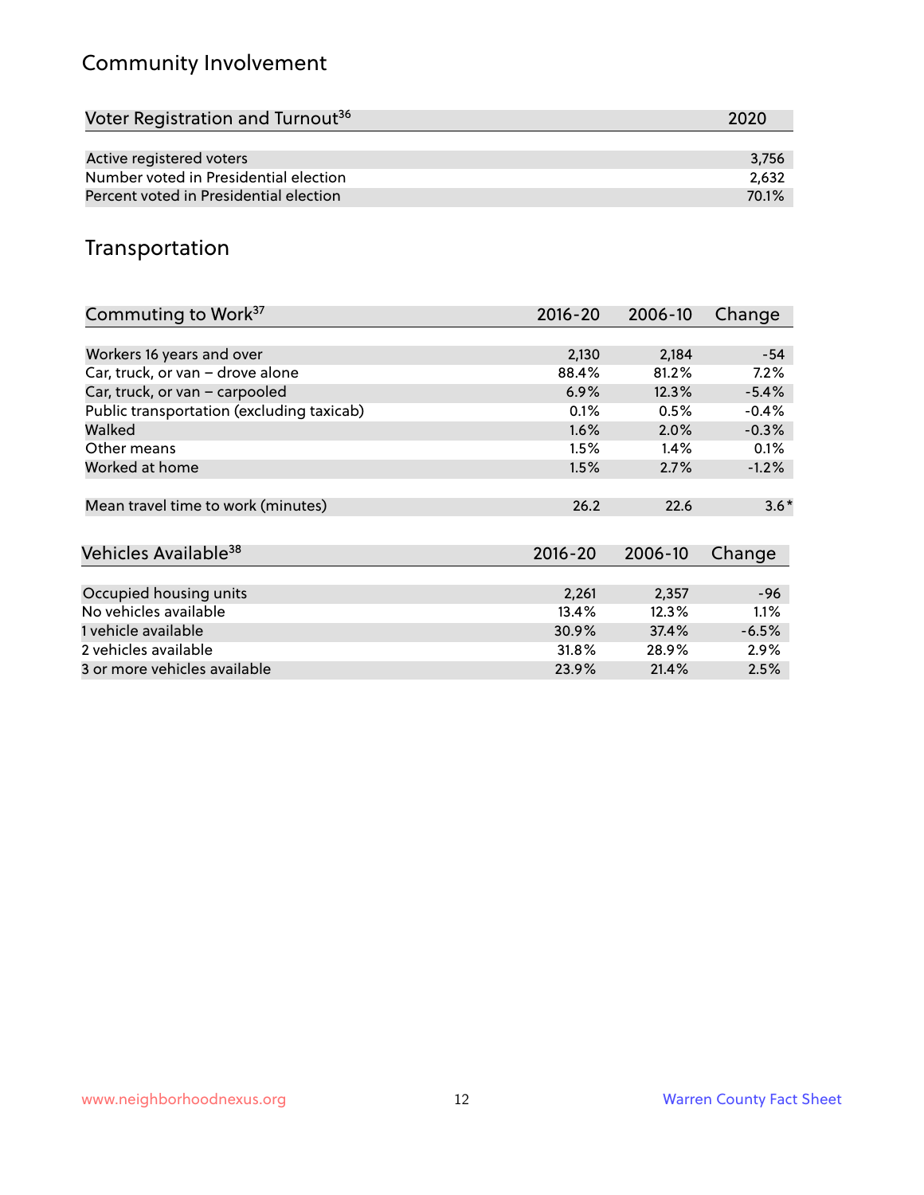## Community Involvement

| Voter Registration and Turnout[36] | 2020 |
|---|---|
| Active registered voters | 3,756 |
| Number voted in Presidential election | 2,632 |
| Percent voted in Presidential election | 70.1% |

## Transportation

| Commuting to Work[37] | 2016-20 | 2006-10 | Change |
|---|---|---|---|
| Workers 16 years and over | 2,130 | 2,184 | -54 |
| Car, truck, or van – drove alone | 88.4% | 81.2% | 7.2% |
| Car, truck, or van – carpooled | 6.9% | 12.3% | -5.4% |
| Public transportation (excluding taxicab) | 0.1% | 0.5% | -0.4% |
| Walked | 1.6% | 2.0% | -0.3% |
| Other means | 1.5% | 1.4% | 0.1% |
| Worked at home | 1.5% | 2.7% | -1.2% |
| Mean travel time to work (minutes) | 26.2 | 22.6 | 3.6* |

| Vehicles Available[38] | 2016-20 | 2006-10 | Change |
|---|---|---|---|
| Occupied housing units | 2,261 | 2,357 | -96 |
| No vehicles available | 13.4% | 12.3% | 1.1% |
| 1 vehicle available | 30.9% | 37.4% | -6.5% |
| 2 vehicles available | 31.8% | 28.9% | 2.9% |
| 3 or more vehicles available | 23.9% | 21.4% | 2.5% |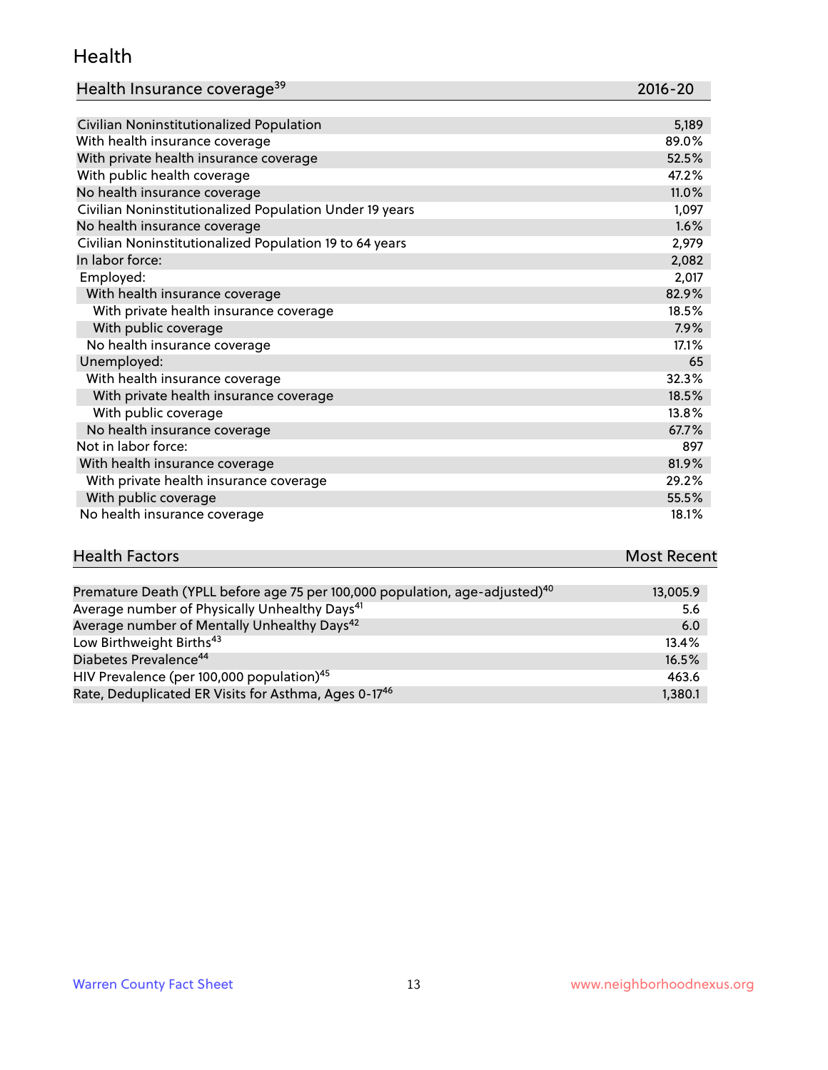## Health

| Health Insurance coverage[39] | 2016-20 |
| --- | --- |
| Civilian Noninstitutionalized Population | 5,189 |
| With health insurance coverage | 89.0% |
| With private health insurance coverage | 52.5% |
| With public health coverage | 47.2% |
| No health insurance coverage | 11.0% |
| Civilian Noninstitutionalized Population Under 19 years | 1,097 |
| No health insurance coverage | 1.6% |
| Civilian Noninstitutionalized Population 19 to 64 years | 2,979 |
| In labor force: | 2,082 |
| Employed: | 2,017 |
| With health insurance coverage | 82.9% |
| With private health insurance coverage | 18.5% |
| With public coverage | 7.9% |
| No health insurance coverage | 17.1% |
| Unemployed: | 65 |
| With health insurance coverage | 32.3% |
| With private health insurance coverage | 18.5% |
| With public coverage | 13.8% |
| No health insurance coverage | 67.7% |
| Not in labor force: | 897 |
| With health insurance coverage | 81.9% |
| With private health insurance coverage | 29.2% |
| With public coverage | 55.5% |
| No health insurance coverage | 18.1% |

| Health Factors | Most Recent |
| --- | --- |
| Premature Death (YPLL before age 75 per 100,000 population, age-adjusted)[40] | 13,005.9 |
| Average number of Physically Unhealthy Days[41] | 5.6 |
| Average number of Mentally Unhealthy Days[42] | 6.0 |
| Low Birthweight Births[43] | 13.4% |
| Diabetes Prevalence[44] | 16.5% |
| HIV Prevalence (per 100,000 population)[45] | 463.6 |
| Rate, Deduplicated ER Visits for Asthma, Ages 0-17[46] | 1,380.1 |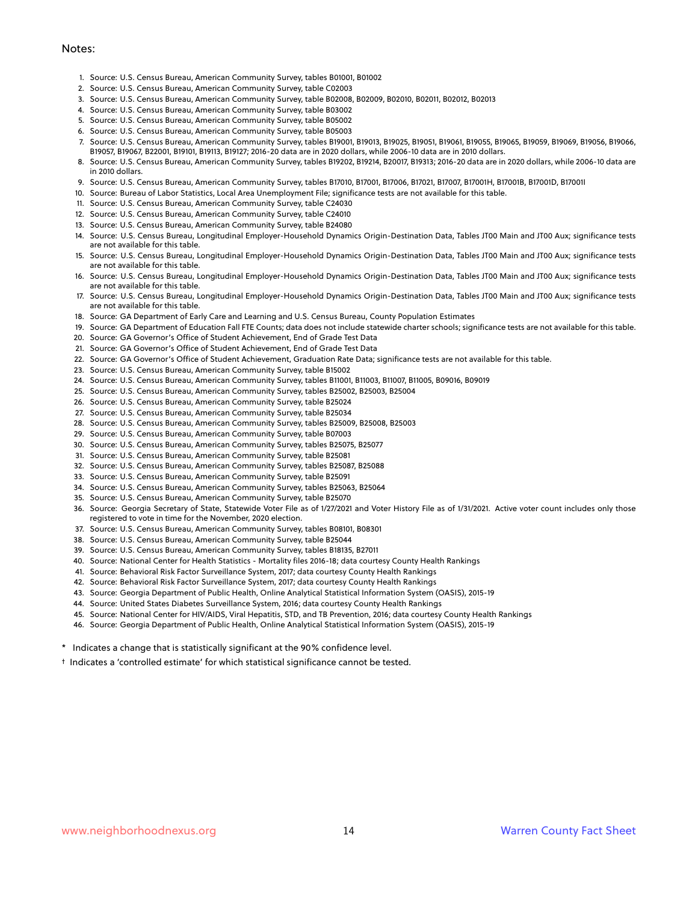Notes:

1. Source: U.S. Census Bureau, American Community Survey, tables B01001, B01002
2. Source: U.S. Census Bureau, American Community Survey, table C02003
3. Source: U.S. Census Bureau, American Community Survey, table B02008, B02009, B02010, B02011, B02012, B02013
4. Source: U.S. Census Bureau, American Community Survey, table B03002
5. Source: U.S. Census Bureau, American Community Survey, table B05002
6. Source: U.S. Census Bureau, American Community Survey, table B05003
7. Source: U.S. Census Bureau, American Community Survey, tables B19001, B19013, B19025, B19051, B19061, B19055, B19065, B19059, B19069, B19056, B19066, B19057, B19067, B22001, B19101, B19113, B19127; 2016-20 data are in 2020 dollars, while 2006-10 data are in 2010 dollars.
8. Source: U.S. Census Bureau, American Community Survey, tables B19202, B19214, B20017, B19313; 2016-20 data are in 2020 dollars, while 2006-10 data are in 2010 dollars.
9. Source: U.S. Census Bureau, American Community Survey, tables B17010, B17001, B17006, B17021, B17007, B17001H, B17001B, B17001D, B17001I
10. Source: Bureau of Labor Statistics, Local Area Unemployment File; significance tests are not available for this table.
11. Source: U.S. Census Bureau, American Community Survey, table C24030
12. Source: U.S. Census Bureau, American Community Survey, table C24010
13. Source: U.S. Census Bureau, American Community Survey, table B24080
14. Source: U.S. Census Bureau, Longitudinal Employer-Household Dynamics Origin-Destination Data, Tables JT00 Main and JT00 Aux; significance tests are not available for this table.
15. Source: U.S. Census Bureau, Longitudinal Employer-Household Dynamics Origin-Destination Data, Tables JT00 Main and JT00 Aux; significance tests are not available for this table.
16. Source: U.S. Census Bureau, Longitudinal Employer-Household Dynamics Origin-Destination Data, Tables JT00 Main and JT00 Aux; significance tests are not available for this table.
17. Source: U.S. Census Bureau, Longitudinal Employer-Household Dynamics Origin-Destination Data, Tables JT00 Main and JT00 Aux; significance tests are not available for this table.
18. Source: GA Department of Early Care and Learning and U.S. Census Bureau, County Population Estimates
19. Source: GA Department of Education Fall FTE Counts; data does not include statewide charter schools; significance tests are not available for this table.
20. Source: GA Governor's Office of Student Achievement, End of Grade Test Data
21. Source: GA Governor's Office of Student Achievement, End of Grade Test Data
22. Source: GA Governor's Office of Student Achievement, Graduation Rate Data; significance tests are not available for this table.
23. Source: U.S. Census Bureau, American Community Survey, table B15002
24. Source: U.S. Census Bureau, American Community Survey, tables B11001, B11003, B11007, B11005, B09016, B09019
25. Source: U.S. Census Bureau, American Community Survey, tables B25002, B25003, B25004
26. Source: U.S. Census Bureau, American Community Survey, table B25024
27. Source: U.S. Census Bureau, American Community Survey, table B25034
28. Source: U.S. Census Bureau, American Community Survey, tables B25009, B25008, B25003
29. Source: U.S. Census Bureau, American Community Survey, table B07003
30. Source: U.S. Census Bureau, American Community Survey, tables B25075, B25077
31. Source: U.S. Census Bureau, American Community Survey, table B25081
32. Source: U.S. Census Bureau, American Community Survey, tables B25087, B25088
33. Source: U.S. Census Bureau, American Community Survey, table B25091
34. Source: U.S. Census Bureau, American Community Survey, tables B25063, B25064
35. Source: U.S. Census Bureau, American Community Survey, table B25070
36. Source: Georgia Secretary of State, Statewide Voter File as of 1/27/2021 and Voter History File as of 1/31/2021. Active voter count includes only those registered to vote in time for the November, 2020 election.
37. Source: U.S. Census Bureau, American Community Survey, tables B08101, B08301
38. Source: U.S. Census Bureau, American Community Survey, table B25044
39. Source: U.S. Census Bureau, American Community Survey, tables B18135, B27011
40. Source: National Center for Health Statistics - Mortality files 2016-18; data courtesy County Health Rankings
41. Source: Behavioral Risk Factor Surveillance System, 2017; data courtesy County Health Rankings
42. Source: Behavioral Risk Factor Surveillance System, 2017; data courtesy County Health Rankings
43. Source: Georgia Department of Public Health, Online Analytical Statistical Information System (OASIS), 2015-19
44. Source: United States Diabetes Surveillance System, 2016; data courtesy County Health Rankings
45. Source: National Center for HIV/AIDS, Viral Hepatitis, STD, and TB Prevention, 2016; data courtesy County Health Rankings
46. Source: Georgia Department of Public Health, Online Analytical Statistical Information System (OASIS), 2015-19

\* Indicates a change that is statistically significant at the 90% confidence level.

† Indicates a 'controlled estimate' for which statistical significance cannot be tested.